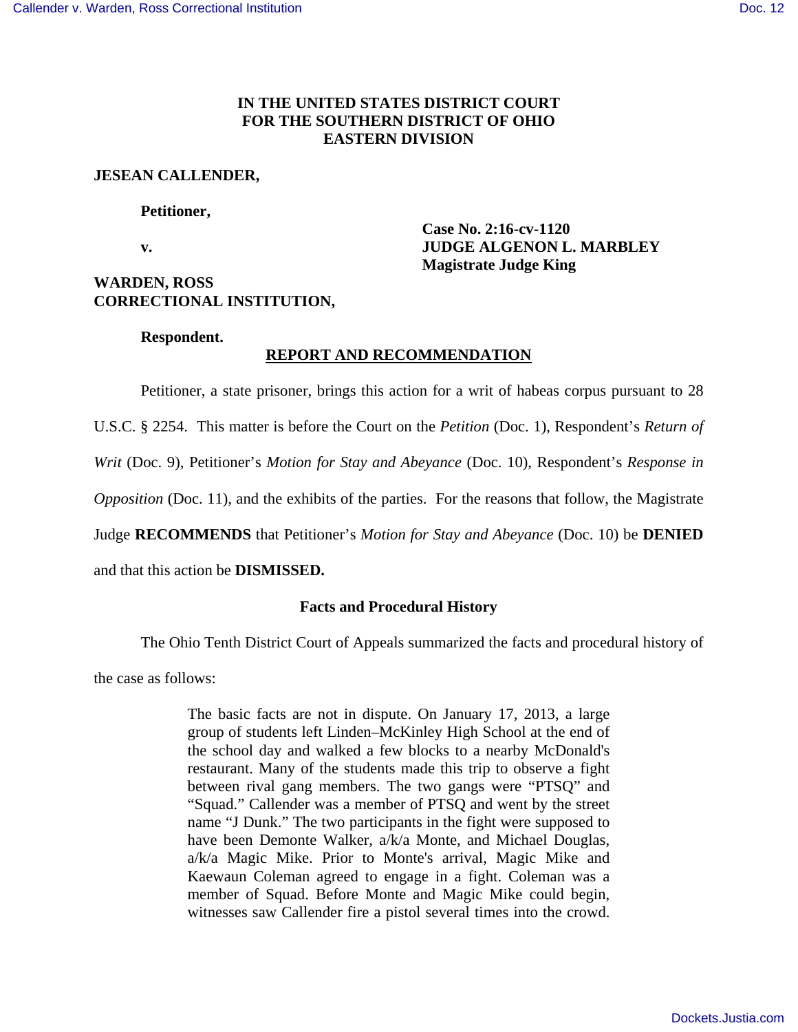**IN THE UNITED STATES DISTRICT COURT**
**FOR THE SOUTHERN DISTRICT OF OHIO**
**EASTERN DIVISION**

**JESEAN CALLENDER,**

**Petitioner,**

**v.**

**Case No. 2:16-cv-1120**
**JUDGE ALGENON L. MARBLEY**
**Magistrate Judge King**

**WARDEN, ROSS CORRECTIONAL INSTITUTION,**

**Respondent.**

## REPORT AND RECOMMENDATION

Petitioner, a state prisoner, brings this action for a writ of habeas corpus pursuant to 28 U.S.C. § 2254. This matter is before the Court on the *Petition* (Doc. 1), Respondent's *Return of Writ* (Doc. 9), Petitioner's *Motion for Stay and Abeyance* (Doc. 10), Respondent's *Response in Opposition* (Doc. 11), and the exhibits of the parties. For the reasons that follow, the Magistrate Judge **RECOMMENDS** that Petitioner's *Motion for Stay and Abeyance* (Doc. 10) be **DENIED** and that this action be **DISMISSED.**

### Facts and Procedural History

The Ohio Tenth District Court of Appeals summarized the facts and procedural history of the case as follows:

> The basic facts are not in dispute. On January 17, 2013, a large group of students left Linden–McKinley High School at the end of the school day and walked a few blocks to a nearby McDonald's restaurant. Many of the students made this trip to observe a fight between rival gang members. The two gangs were "PTSQ" and "Squad." Callender was a member of PTSQ and went by the street name "J Dunk." The two participants in the fight were supposed to have been Demonte Walker, a/k/a Monte, and Michael Douglas, a/k/a Magic Mike. Prior to Monte's arrival, Magic Mike and Kaewaun Coleman agreed to engage in a fight. Coleman was a member of Squad. Before Monte and Magic Mike could begin, witnesses saw Callender fire a pistol several times into the crowd.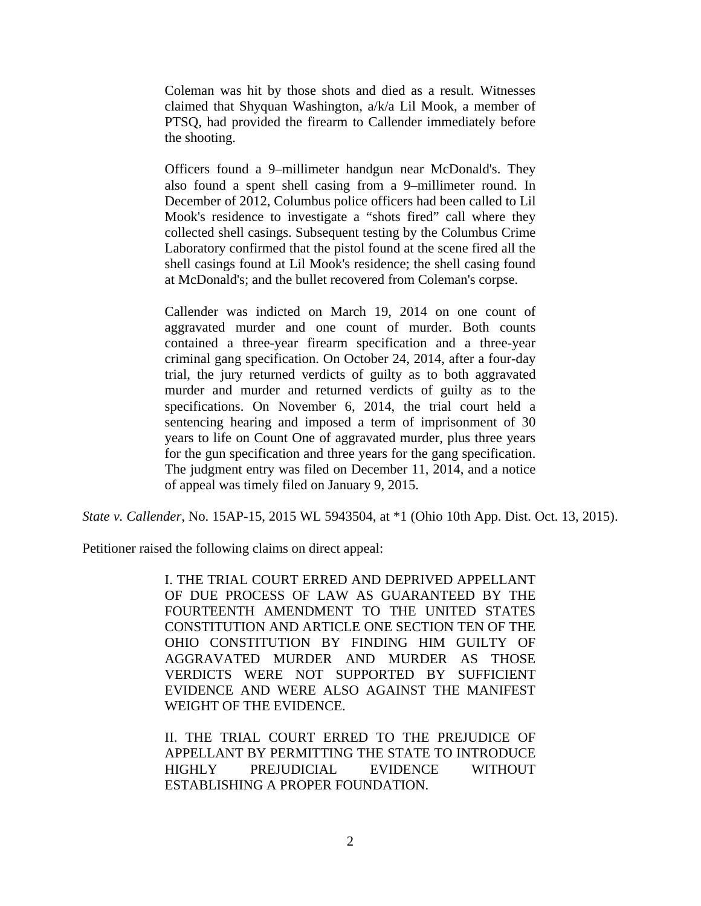> Coleman was hit by those shots and died as a result. Witnesses claimed that Shyquan Washington, a/k/a Lil Mook, a member of PTSQ, had provided the firearm to Callender immediately before the shooting.
>
> Officers found a 9–millimeter handgun near McDonald's. They also found a spent shell casing from a 9–millimeter round. In December of 2012, Columbus police officers had been called to Lil Mook's residence to investigate a "shots fired" call where they collected shell casings. Subsequent testing by the Columbus Crime Laboratory confirmed that the pistol found at the scene fired all the shell casings found at Lil Mook's residence; the shell casing found at McDonald's; and the bullet recovered from Coleman's corpse.
>
> Callender was indicted on March 19, 2014 on one count of aggravated murder and one count of murder. Both counts contained a three-year firearm specification and a three-year criminal gang specification. On October 24, 2014, after a four-day trial, the jury returned verdicts of guilty as to both aggravated murder and murder and returned verdicts of guilty as to the specifications. On November 6, 2014, the trial court held a sentencing hearing and imposed a term of imprisonment of 30 years to life on Count One of aggravated murder, plus three years for the gun specification and three years for the gang specification. The judgment entry was filed on December 11, 2014, and a notice of appeal was timely filed on January 9, 2015.

*State v. Callender*, No. 15AP-15, 2015 WL 5943504, at *1 (Ohio 10th App. Dist. Oct. 13, 2015).

Petitioner raised the following claims on direct appeal:

> I. THE TRIAL COURT ERRED AND DEPRIVED APPELLANT OF DUE PROCESS OF LAW AS GUARANTEED BY THE FOURTEENTH AMENDMENT TO THE UNITED STATES CONSTITUTION AND ARTICLE ONE SECTION TEN OF THE OHIO CONSTITUTION BY FINDING HIM GUILTY OF AGGRAVATED MURDER AND MURDER AS THOSE VERDICTS WERE NOT SUPPORTED BY SUFFICIENT EVIDENCE AND WERE ALSO AGAINST THE MANIFEST WEIGHT OF THE EVIDENCE.
>
> II. THE TRIAL COURT ERRED TO THE PREJUDICE OF APPELLANT BY PERMITTING THE STATE TO INTRODUCE HIGHLY PREJUDICIAL EVIDENCE WITHOUT ESTABLISHING A PROPER FOUNDATION.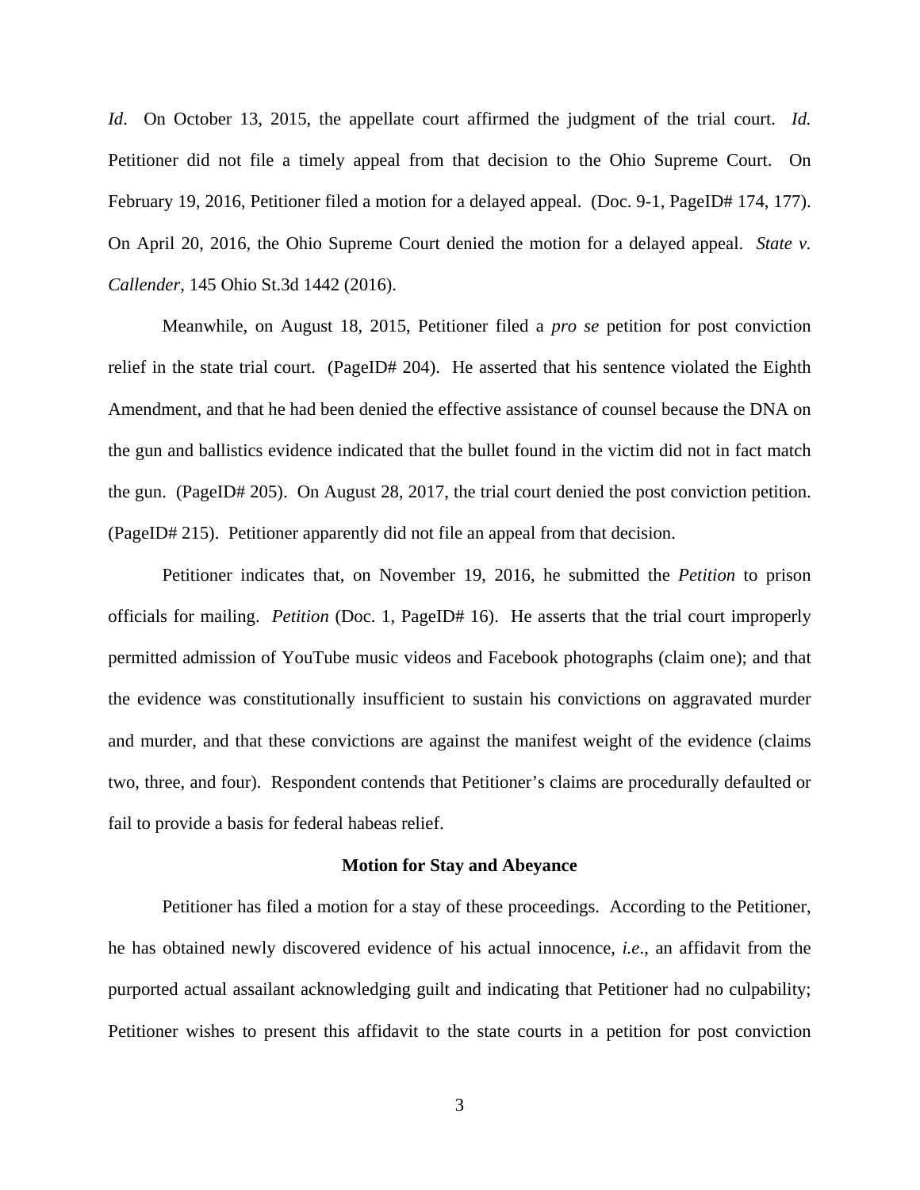*Id*. On October 13, 2015, the appellate court affirmed the judgment of the trial court. *Id.* Petitioner did not file a timely appeal from that decision to the Ohio Supreme Court. On February 19, 2016, Petitioner filed a motion for a delayed appeal. (Doc. 9-1, PageID# 174, 177). On April 20, 2016, the Ohio Supreme Court denied the motion for a delayed appeal. *State v. Callender*, 145 Ohio St.3d 1442 (2016).

Meanwhile, on August 18, 2015, Petitioner filed a *pro se* petition for post conviction relief in the state trial court. (PageID# 204). He asserted that his sentence violated the Eighth Amendment, and that he had been denied the effective assistance of counsel because the DNA on the gun and ballistics evidence indicated that the bullet found in the victim did not in fact match the gun. (PageID# 205). On August 28, 2017, the trial court denied the post conviction petition. (PageID# 215). Petitioner apparently did not file an appeal from that decision.

Petitioner indicates that, on November 19, 2016, he submitted the *Petition* to prison officials for mailing. *Petition* (Doc. 1, PageID# 16). He asserts that the trial court improperly permitted admission of YouTube music videos and Facebook photographs (claim one); and that the evidence was constitutionally insufficient to sustain his convictions on aggravated murder and murder, and that these convictions are against the manifest weight of the evidence (claims two, three, and four). Respondent contends that Petitioner's claims are procedurally defaulted or fail to provide a basis for federal habeas relief.

**Motion for Stay and Abeyance**

Petitioner has filed a motion for a stay of these proceedings. According to the Petitioner, he has obtained newly discovered evidence of his actual innocence, *i.e*., an affidavit from the purported actual assailant acknowledging guilt and indicating that Petitioner had no culpability; Petitioner wishes to present this affidavit to the state courts in a petition for post conviction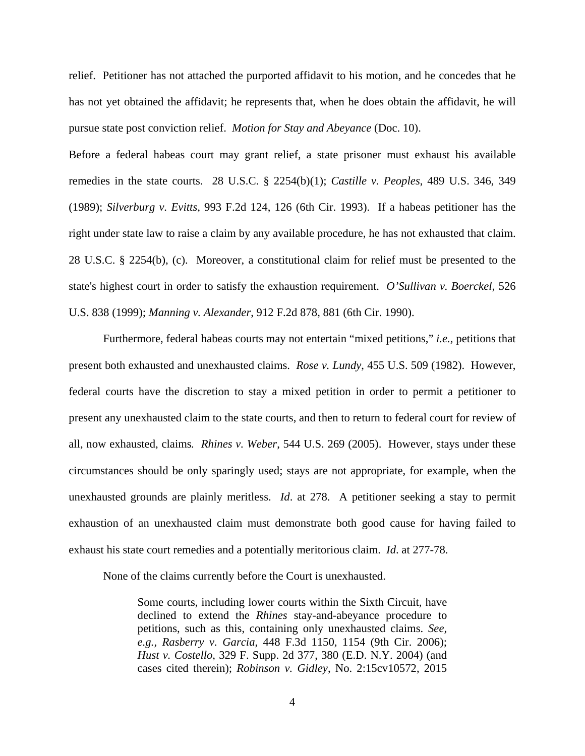relief. Petitioner has not attached the purported affidavit to his motion, and he concedes that he has not yet obtained the affidavit; he represents that, when he does obtain the affidavit, he will pursue state post conviction relief. *Motion for Stay and Abeyance* (Doc. 10).

Before a federal habeas court may grant relief, a state prisoner must exhaust his available remedies in the state courts. 28 U.S.C. § 2254(b)(1); *Castille v. Peoples*, 489 U.S. 346, 349 (1989); *Silverburg v. Evitts*, 993 F.2d 124, 126 (6th Cir. 1993). If a habeas petitioner has the right under state law to raise a claim by any available procedure, he has not exhausted that claim. 28 U.S.C. § 2254(b), (c). Moreover, a constitutional claim for relief must be presented to the state's highest court in order to satisfy the exhaustion requirement. *O'Sullivan v. Boerckel*, 526 U.S. 838 (1999); *Manning v. Alexander*, 912 F.2d 878, 881 (6th Cir. 1990).

Furthermore, federal habeas courts may not entertain "mixed petitions," *i.e.,* petitions that present both exhausted and unexhausted claims. *Rose v. Lundy*, 455 U.S. 509 (1982). However, federal courts have the discretion to stay a mixed petition in order to permit a petitioner to present any unexhausted claim to the state courts, and then to return to federal court for review of all, now exhausted, claims. *Rhines v. Weber*, 544 U.S. 269 (2005). However, stays under these circumstances should be only sparingly used; stays are not appropriate, for example, when the unexhausted grounds are plainly meritless. *Id*. at 278. A petitioner seeking a stay to permit exhaustion of an unexhausted claim must demonstrate both good cause for having failed to exhaust his state court remedies and a potentially meritorious claim. *Id*. at 277-78.

None of the claims currently before the Court is unexhausted.

> Some courts, including lower courts within the Sixth Circuit, have declined to extend the *Rhines* stay-and-abeyance procedure to petitions, such as this, containing only unexhausted claims. *See, e.g., Rasberry v. Garcia*, 448 F.3d 1150, 1154 (9th Cir. 2006); *Hust v. Costello*, 329 F. Supp. 2d 377, 380 (E.D. N.Y. 2004) (and cases cited therein); *Robinson v. Gidley*, No. 2:15cv10572, 2015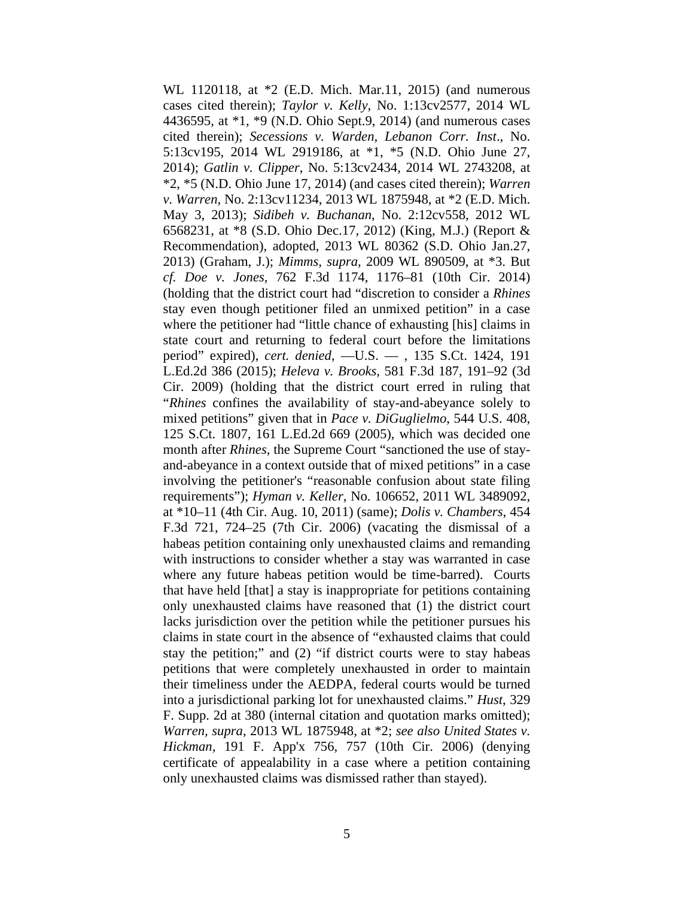WL 1120118, at *2 (E.D. Mich. Mar.11, 2015) (and numerous cases cited therein); *Taylor v. Kelly*, No. 1:13cv2577, 2014 WL 4436595, at *1, *9 (N.D. Ohio Sept.9, 2014) (and numerous cases cited therein); *Secessions v. Warden, Lebanon Corr. Inst*., No. 5:13cv195, 2014 WL 2919186, at *1, *5 (N.D. Ohio June 27, 2014); *Gatlin v. Clipper*, No. 5:13cv2434, 2014 WL 2743208, at *2, *5 (N.D. Ohio June 17, 2014) (and cases cited therein); *Warren v. Warren,* No. 2:13cv11234, 2013 WL 1875948, at *2 (E.D. Mich. May 3, 2013); *Sidibeh v. Buchanan*, No. 2:12cv558, 2012 WL 6568231, at *8 (S.D. Ohio Dec.17, 2012) (King, M.J.) (Report & Recommendation), adopted, 2013 WL 80362 (S.D. Ohio Jan.27, 2013) (Graham, J.); *Mimms*, *supra*, 2009 WL 890509, at *3. But *cf. Doe v. Jones*, 762 F.3d 1174, 1176–81 (10th Cir. 2014) (holding that the district court had "discretion to consider a *Rhines* stay even though petitioner filed an unmixed petition" in a case where the petitioner had "little chance of exhausting [his] claims in state court and returning to federal court before the limitations period" expired), *cert. denied*, —U.S. — , 135 S.Ct. 1424, 191 L.Ed.2d 386 (2015); *Heleva v. Brooks*, 581 F.3d 187, 191–92 (3d Cir. 2009) (holding that the district court erred in ruling that "*Rhines* confines the availability of stay-and-abeyance solely to mixed petitions" given that in *Pace v. DiGuglielmo*, 544 U.S. 408, 125 S.Ct. 1807, 161 L.Ed.2d 669 (2005), which was decided one month after *Rhines*, the Supreme Court "sanctioned the use of stay-and-abeyance in a context outside that of mixed petitions" in a case involving the petitioner's "reasonable confusion about state filing requirements"); *Hyman v. Keller*, No. 106652, 2011 WL 3489092, at *10–11 (4th Cir. Aug. 10, 2011) (same); *Dolis v. Chambers*, 454 F.3d 721, 724–25 (7th Cir. 2006) (vacating the dismissal of a habeas petition containing only unexhausted claims and remanding with instructions to consider whether a stay was warranted in case where any future habeas petition would be time-barred). Courts that have held [that] a stay is inappropriate for petitions containing only unexhausted claims have reasoned that (1) the district court lacks jurisdiction over the petition while the petitioner pursues his claims in state court in the absence of "exhausted claims that could stay the petition;" and (2) "if district courts were to stay habeas petitions that were completely unexhausted in order to maintain their timeliness under the AEDPA, federal courts would be turned into a jurisdictional parking lot for unexhausted claims." *Hust*, 329 F. Supp. 2d at 380 (internal citation and quotation marks omitted); *Warren, supra*, 2013 WL 1875948, at *2; *see also United States v. Hickman,* 191 F. App'x 756, 757 (10th Cir. 2006) (denying certificate of appealability in a case where a petition containing only unexhausted claims was dismissed rather than stayed).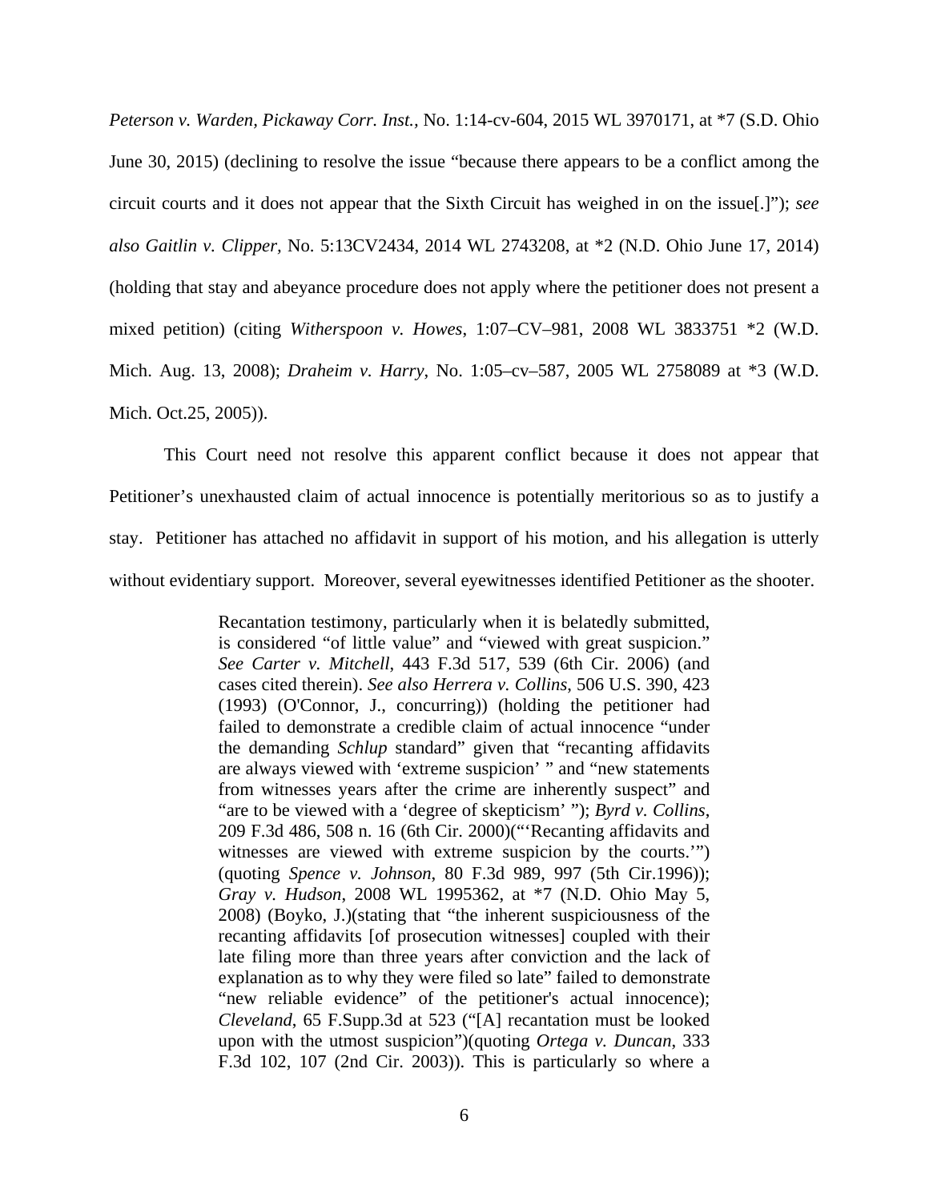*Peterson v. Warden, Pickaway Corr. Inst.*, No. 1:14-cv-604, 2015 WL 3970171, at *7 (S.D. Ohio June 30, 2015) (declining to resolve the issue "because there appears to be a conflict among the circuit courts and it does not appear that the Sixth Circuit has weighed in on the issue[.]"); *see also Gaitlin v. Clipper*, No. 5:13CV2434, 2014 WL 2743208, at *2 (N.D. Ohio June 17, 2014) (holding that stay and abeyance procedure does not apply where the petitioner does not present a mixed petition) (citing *Witherspoon v. Howes*, 1:07–CV–981, 2008 WL 3833751 *2 (W.D. Mich. Aug. 13, 2008); *Draheim v. Harry*, No. 1:05–cv–587, 2005 WL 2758089 at *3 (W.D. Mich. Oct.25, 2005)).

This Court need not resolve this apparent conflict because it does not appear that Petitioner's unexhausted claim of actual innocence is potentially meritorious so as to justify a stay. Petitioner has attached no affidavit in support of his motion, and his allegation is utterly without evidentiary support. Moreover, several eyewitnesses identified Petitioner as the shooter.

> Recantation testimony, particularly when it is belatedly submitted, is considered "of little value" and "viewed with great suspicion." *See Carter v. Mitchell*, 443 F.3d 517, 539 (6th Cir. 2006) (and cases cited therein). *See also Herrera v. Collins*, 506 U.S. 390, 423 (1993) (O'Connor, J., concurring)) (holding the petitioner had failed to demonstrate a credible claim of actual innocence "under the demanding *Schlup* standard" given that "recanting affidavits are always viewed with 'extreme suspicion' " and "new statements from witnesses years after the crime are inherently suspect" and "are to be viewed with a 'degree of skepticism' "); *Byrd v. Collins*, 209 F.3d 486, 508 n. 16 (6th Cir. 2000)("'Recanting affidavits and witnesses are viewed with extreme suspicion by the courts.'") (quoting *Spence v. Johnson*, 80 F.3d 989, 997 (5th Cir.1996)); *Gray v. Hudson*, 2008 WL 1995362, at *7 (N.D. Ohio May 5, 2008) (Boyko, J.)(stating that "the inherent suspiciousness of the recanting affidavits [of prosecution witnesses] coupled with their late filing more than three years after conviction and the lack of explanation as to why they were filed so late" failed to demonstrate "new reliable evidence" of the petitioner's actual innocence); *Cleveland*, 65 F.Supp.3d at 523 ("[A] recantation must be looked upon with the utmost suspicion")(quoting *Ortega v. Duncan*, 333 F.3d 102, 107 (2nd Cir. 2003)). This is particularly so where a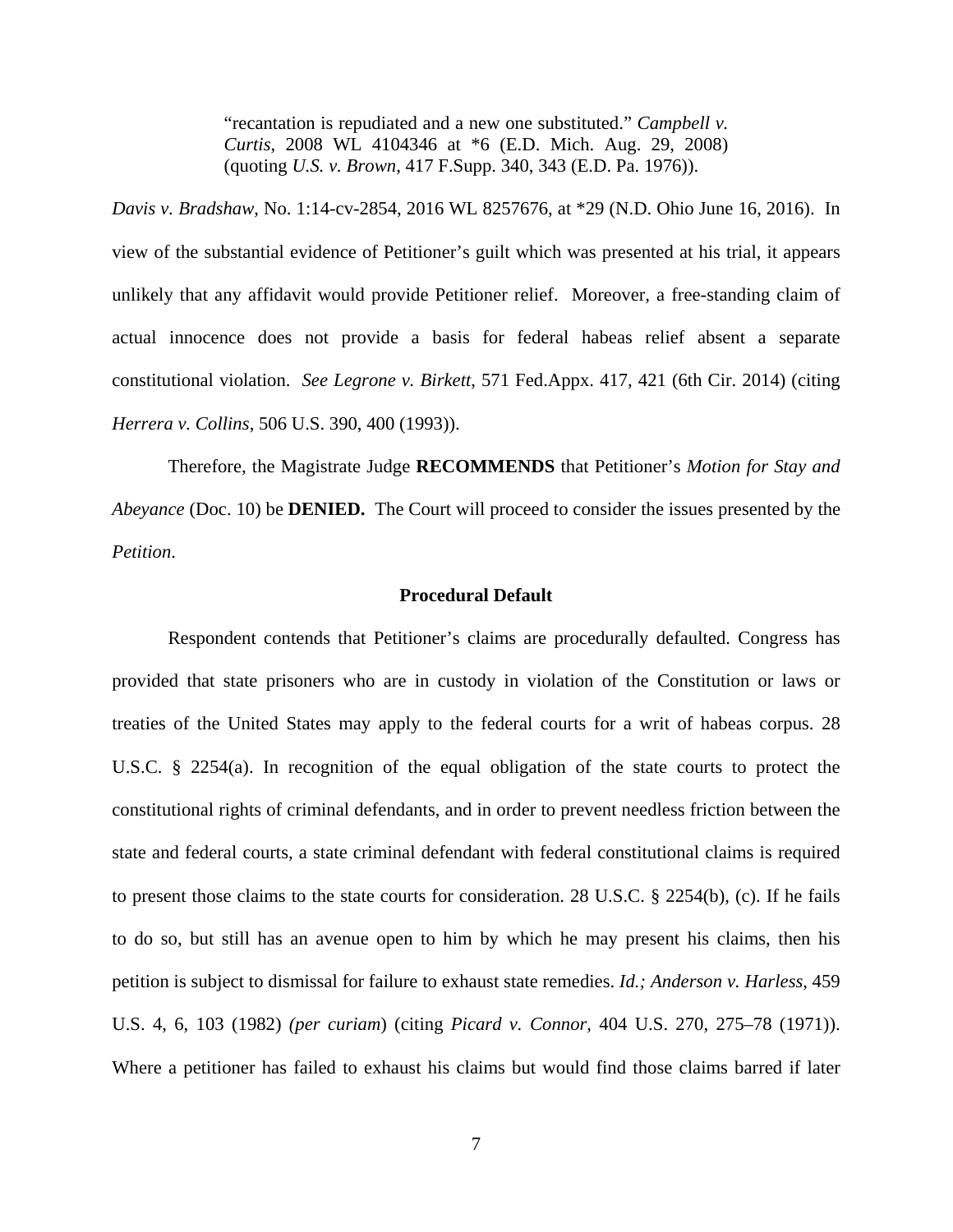> "recantation is repudiated and a new one substituted." *Campbell v. Curtis*, 2008 WL 4104346 at *6 (E.D. Mich. Aug. 29, 2008) (quoting *U.S. v. Brown*, 417 F.Supp. 340, 343 (E.D. Pa. 1976)).

*Davis v. Bradshaw*, No. 1:14-cv-2854, 2016 WL 8257676, at *29 (N.D. Ohio June 16, 2016). In view of the substantial evidence of Petitioner's guilt which was presented at his trial, it appears unlikely that any affidavit would provide Petitioner relief. Moreover, a free-standing claim of actual innocence does not provide a basis for federal habeas relief absent a separate constitutional violation. *See Legrone v. Birkett*, 571 Fed.Appx. 417, 421 (6th Cir. 2014) (citing *Herrera v. Collins*, 506 U.S. 390, 400 (1993)).

Therefore, the Magistrate Judge **RECOMMENDS** that Petitioner's *Motion for Stay and Abeyance* (Doc. 10) be **DENIED.** The Court will proceed to consider the issues presented by the *Petition*.

**Procedural Default**

Respondent contends that Petitioner's claims are procedurally defaulted. Congress has provided that state prisoners who are in custody in violation of the Constitution or laws or treaties of the United States may apply to the federal courts for a writ of habeas corpus. 28 U.S.C. § 2254(a). In recognition of the equal obligation of the state courts to protect the constitutional rights of criminal defendants, and in order to prevent needless friction between the state and federal courts, a state criminal defendant with federal constitutional claims is required to present those claims to the state courts for consideration. 28 U.S.C. § 2254(b), (c). If he fails to do so, but still has an avenue open to him by which he may present his claims, then his petition is subject to dismissal for failure to exhaust state remedies. *Id.; Anderson v. Harless*, 459 U.S. 4, 6, 103 (1982) *(per curiam*) (citing *Picard v. Connor*, 404 U.S. 270, 275–78 (1971)). Where a petitioner has failed to exhaust his claims but would find those claims barred if later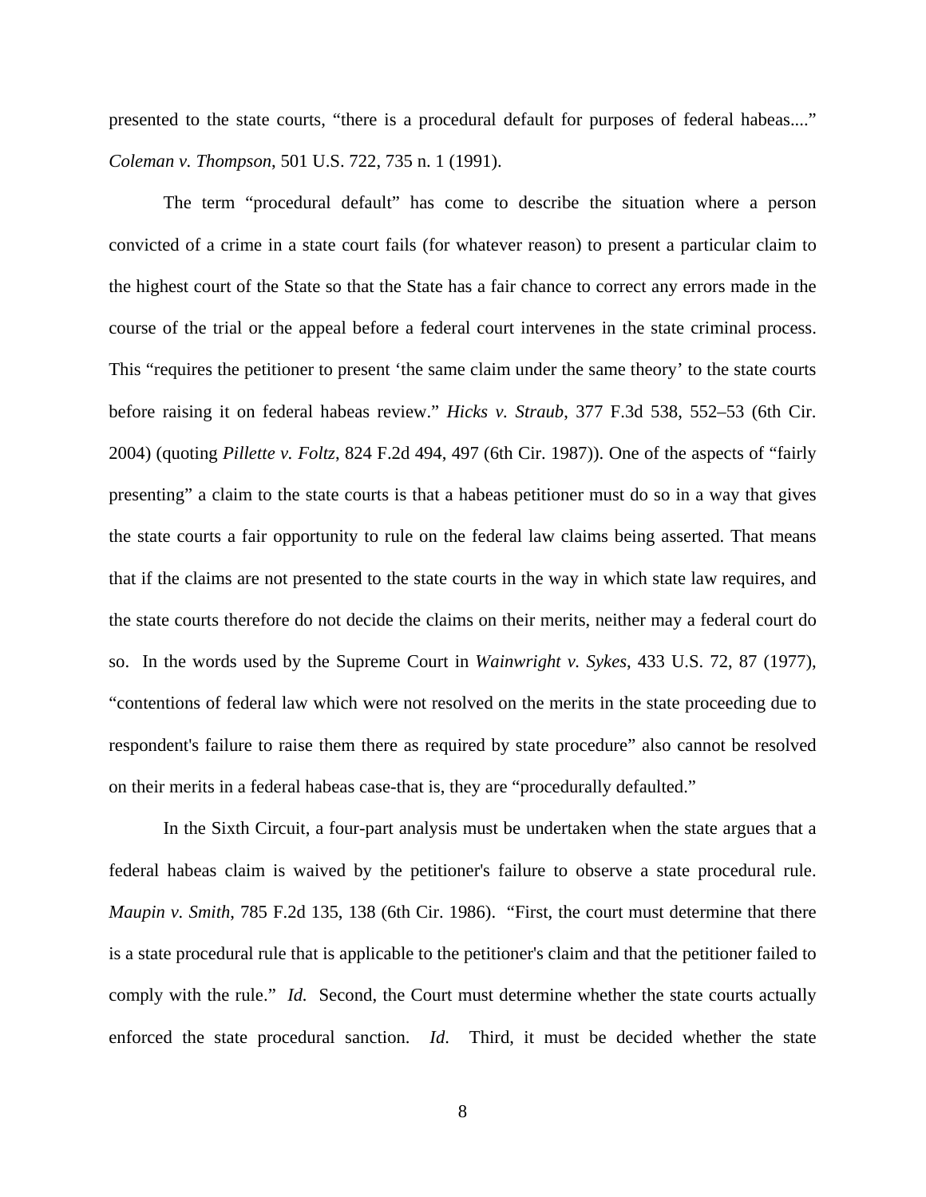presented to the state courts, "there is a procedural default for purposes of federal habeas...." *Coleman v. Thompson*, 501 U.S. 722, 735 n. 1 (1991).

The term "procedural default" has come to describe the situation where a person convicted of a crime in a state court fails (for whatever reason) to present a particular claim to the highest court of the State so that the State has a fair chance to correct any errors made in the course of the trial or the appeal before a federal court intervenes in the state criminal process. This "requires the petitioner to present 'the same claim under the same theory' to the state courts before raising it on federal habeas review." *Hicks v. Straub*, 377 F.3d 538, 552–53 (6th Cir. 2004) (quoting *Pillette v. Foltz*, 824 F.2d 494, 497 (6th Cir. 1987)). One of the aspects of "fairly presenting" a claim to the state courts is that a habeas petitioner must do so in a way that gives the state courts a fair opportunity to rule on the federal law claims being asserted. That means that if the claims are not presented to the state courts in the way in which state law requires, and the state courts therefore do not decide the claims on their merits, neither may a federal court do so. In the words used by the Supreme Court in *Wainwright v. Sykes*, 433 U.S. 72, 87 (1977), "contentions of federal law which were not resolved on the merits in the state proceeding due to respondent's failure to raise them there as required by state procedure" also cannot be resolved on their merits in a federal habeas case-that is, they are "procedurally defaulted."

In the Sixth Circuit, a four-part analysis must be undertaken when the state argues that a federal habeas claim is waived by the petitioner's failure to observe a state procedural rule. *Maupin v. Smith*, 785 F.2d 135, 138 (6th Cir. 1986). "First, the court must determine that there is a state procedural rule that is applicable to the petitioner's claim and that the petitioner failed to comply with the rule." *Id.* Second, the Court must determine whether the state courts actually enforced the state procedural sanction. *Id*. Third, it must be decided whether the state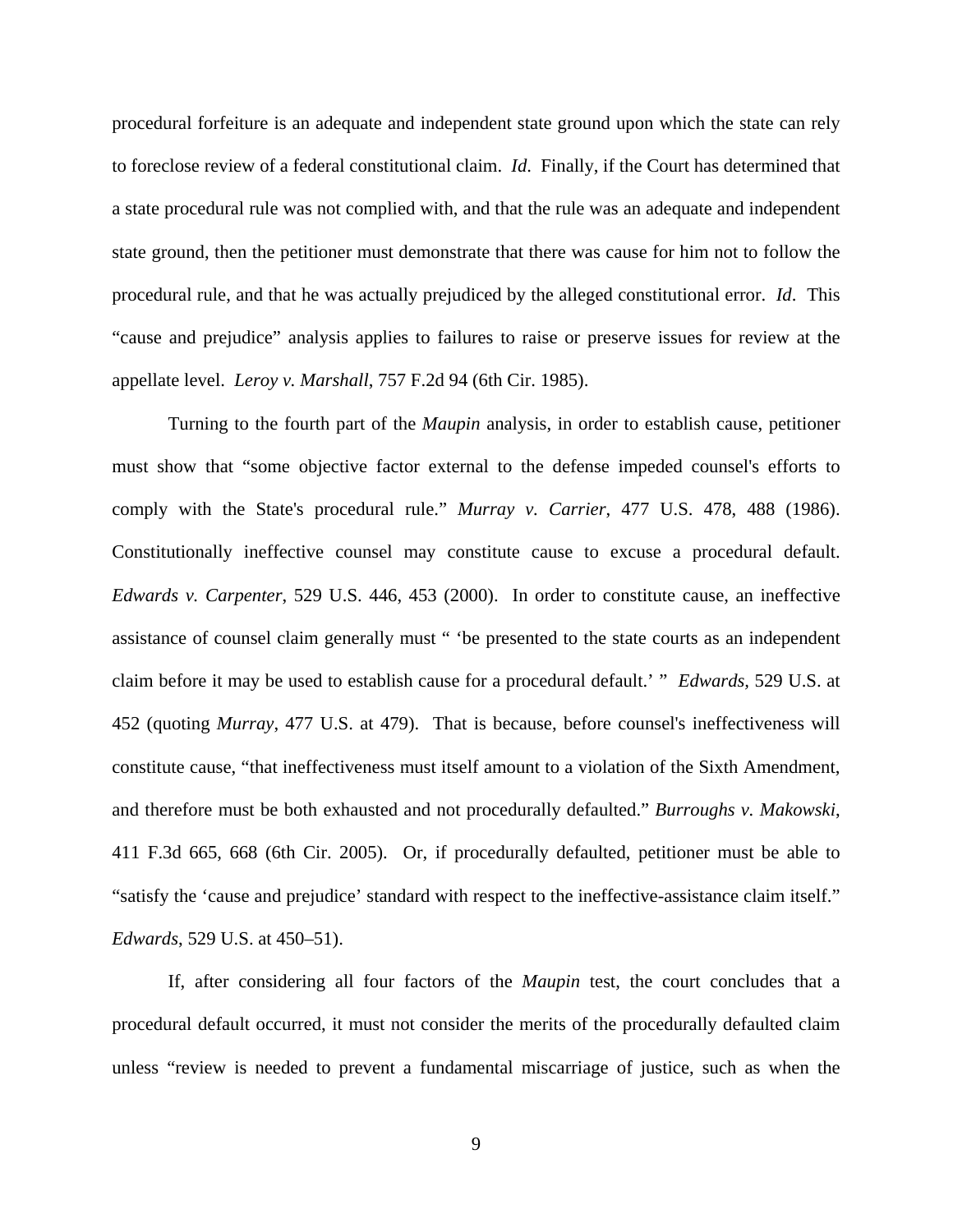procedural forfeiture is an adequate and independent state ground upon which the state can rely to foreclose review of a federal constitutional claim. *Id*. Finally, if the Court has determined that a state procedural rule was not complied with, and that the rule was an adequate and independent state ground, then the petitioner must demonstrate that there was cause for him not to follow the procedural rule, and that he was actually prejudiced by the alleged constitutional error. *Id*. This "cause and prejudice" analysis applies to failures to raise or preserve issues for review at the appellate level. *Leroy v. Marshall*, 757 F.2d 94 (6th Cir. 1985).

Turning to the fourth part of the *Maupin* analysis, in order to establish cause, petitioner must show that "some objective factor external to the defense impeded counsel's efforts to comply with the State's procedural rule." *Murray v. Carrier*, 477 U.S. 478, 488 (1986). Constitutionally ineffective counsel may constitute cause to excuse a procedural default. *Edwards v. Carpenter*, 529 U.S. 446, 453 (2000). In order to constitute cause, an ineffective assistance of counsel claim generally must " 'be presented to the state courts as an independent claim before it may be used to establish cause for a procedural default.' " *Edwards,* 529 U.S. at 452 (quoting *Murray*, 477 U.S. at 479). That is because, before counsel's ineffectiveness will constitute cause, "that ineffectiveness must itself amount to a violation of the Sixth Amendment, and therefore must be both exhausted and not procedurally defaulted." *Burroughs v. Makowski*, 411 F.3d 665, 668 (6th Cir. 2005). Or, if procedurally defaulted, petitioner must be able to "satisfy the 'cause and prejudice' standard with respect to the ineffective-assistance claim itself." *Edwards*, 529 U.S. at 450–51).

If, after considering all four factors of the *Maupin* test, the court concludes that a procedural default occurred, it must not consider the merits of the procedurally defaulted claim unless "review is needed to prevent a fundamental miscarriage of justice, such as when the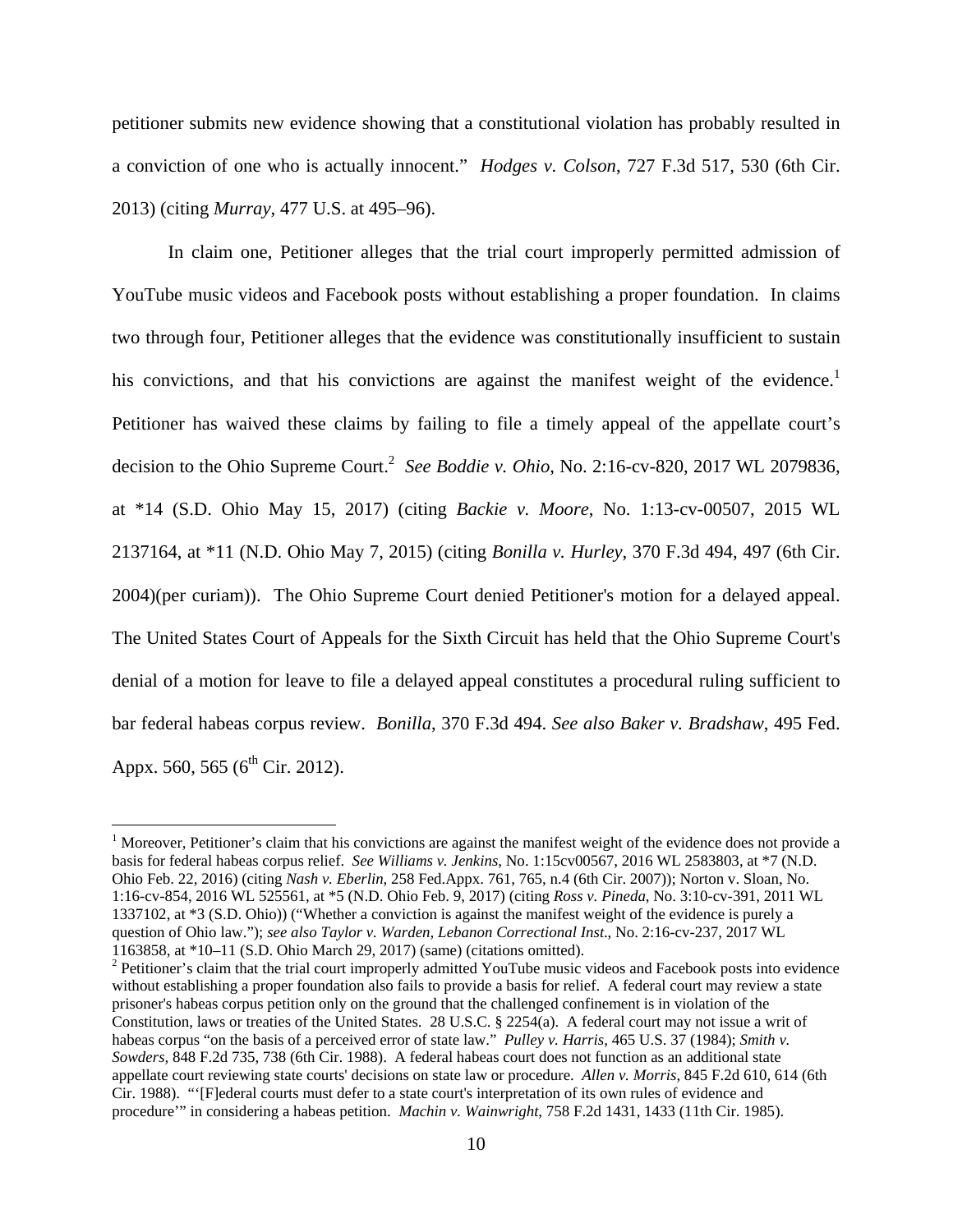petitioner submits new evidence showing that a constitutional violation has probably resulted in a conviction of one who is actually innocent." *Hodges v. Colson*, 727 F.3d 517, 530 (6th Cir. 2013) (citing *Murray*, 477 U.S. at 495–96).

In claim one, Petitioner alleges that the trial court improperly permitted admission of YouTube music videos and Facebook posts without establishing a proper foundation. In claims two through four, Petitioner alleges that the evidence was constitutionally insufficient to sustain his convictions, and that his convictions are against the manifest weight of the evidence.[1] Petitioner has waived these claims by failing to file a timely appeal of the appellate court's decision to the Ohio Supreme Court.[2] *See Boddie v. Ohio*, No. 2:16-cv-820, 2017 WL 2079836, at *14 (S.D. Ohio May 15, 2017) (citing *Backie v. Moore*, No. 1:13-cv-00507, 2015 WL 2137164, at *11 (N.D. Ohio May 7, 2015) (citing *Bonilla v. Hurley*, 370 F.3d 494, 497 (6th Cir. 2004)(per curiam)). The Ohio Supreme Court denied Petitioner's motion for a delayed appeal. The United States Court of Appeals for the Sixth Circuit has held that the Ohio Supreme Court's denial of a motion for leave to file a delayed appeal constitutes a procedural ruling sufficient to bar federal habeas corpus review. *Bonilla*, 370 F.3d 494. *See also Baker v. Bradshaw*, 495 Fed. Appx. 560, 565 (6th Cir. 2012).

---

[1] Moreover, Petitioner's claim that his convictions are against the manifest weight of the evidence does not provide a basis for federal habeas corpus relief. *See Williams v. Jenkins*, No. 1:15cv00567, 2016 WL 2583803, at *7 (N.D. Ohio Feb. 22, 2016) (citing *Nash v. Eberlin*, 258 Fed.Appx. 761, 765, n.4 (6th Cir. 2007)); Norton v. Sloan, No. 1:16-cv-854, 2016 WL 525561, at *5 (N.D. Ohio Feb. 9, 2017) (citing *Ross v. Pineda*, No. 3:10-cv-391, 2011 WL 1337102, at *3 (S.D. Ohio)) ("Whether a conviction is against the manifest weight of the evidence is purely a question of Ohio law."); *see also Taylor v. Warden, Lebanon Correctional Inst*., No. 2:16-cv-237, 2017 WL 1163858, at *10–11 (S.D. Ohio March 29, 2017) (same) (citations omitted).

[2] Petitioner's claim that the trial court improperly admitted YouTube music videos and Facebook posts into evidence without establishing a proper foundation also fails to provide a basis for relief. A federal court may review a state prisoner's habeas corpus petition only on the ground that the challenged confinement is in violation of the Constitution, laws or treaties of the United States. 28 U.S.C. § 2254(a). A federal court may not issue a writ of habeas corpus "on the basis of a perceived error of state law." *Pulley v. Harris*, 465 U.S. 37 (1984); *Smith v. Sowders*, 848 F.2d 735, 738 (6th Cir. 1988). A federal habeas court does not function as an additional state appellate court reviewing state courts' decisions on state law or procedure. *Allen v. Morris*, 845 F.2d 610, 614 (6th Cir. 1988). "'[F]ederal courts must defer to a state court's interpretation of its own rules of evidence and procedure'" in considering a habeas petition. *Machin v. Wainwright*, 758 F.2d 1431, 1433 (11th Cir. 1985).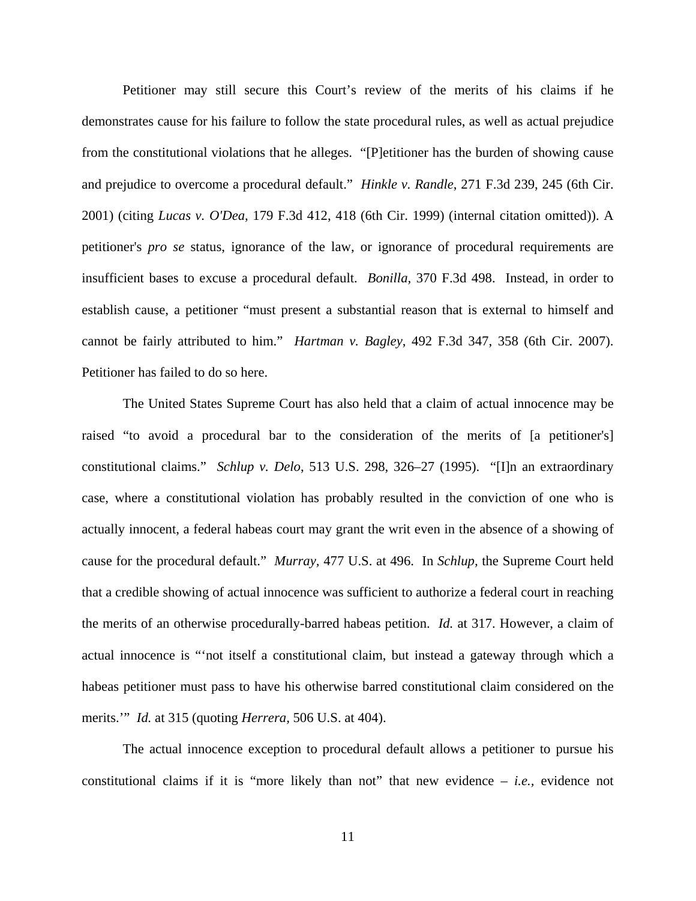Petitioner may still secure this Court's review of the merits of his claims if he demonstrates cause for his failure to follow the state procedural rules, as well as actual prejudice from the constitutional violations that he alleges. "[P]etitioner has the burden of showing cause and prejudice to overcome a procedural default." *Hinkle v. Randle*, 271 F.3d 239, 245 (6th Cir. 2001) (citing *Lucas v. O'Dea*, 179 F.3d 412, 418 (6th Cir. 1999) (internal citation omitted)). A petitioner's *pro se* status, ignorance of the law, or ignorance of procedural requirements are insufficient bases to excuse a procedural default. *Bonilla*, 370 F.3d 498. Instead, in order to establish cause, a petitioner "must present a substantial reason that is external to himself and cannot be fairly attributed to him." *Hartman v. Bagley*, 492 F.3d 347, 358 (6th Cir. 2007). Petitioner has failed to do so here.

The United States Supreme Court has also held that a claim of actual innocence may be raised "to avoid a procedural bar to the consideration of the merits of [a petitioner's] constitutional claims." *Schlup v. Delo*, 513 U.S. 298, 326–27 (1995). "[I]n an extraordinary case, where a constitutional violation has probably resulted in the conviction of one who is actually innocent, a federal habeas court may grant the writ even in the absence of a showing of cause for the procedural default." *Murray*, 477 U.S. at 496. In *Schlup*, the Supreme Court held that a credible showing of actual innocence was sufficient to authorize a federal court in reaching the merits of an otherwise procedurally-barred habeas petition. *Id.* at 317. However, a claim of actual innocence is "'not itself a constitutional claim, but instead a gateway through which a habeas petitioner must pass to have his otherwise barred constitutional claim considered on the merits.'" *Id.* at 315 (quoting *Herrera*, 506 U.S. at 404).

The actual innocence exception to procedural default allows a petitioner to pursue his constitutional claims if it is "more likely than not" that new evidence – *i.e.*, evidence not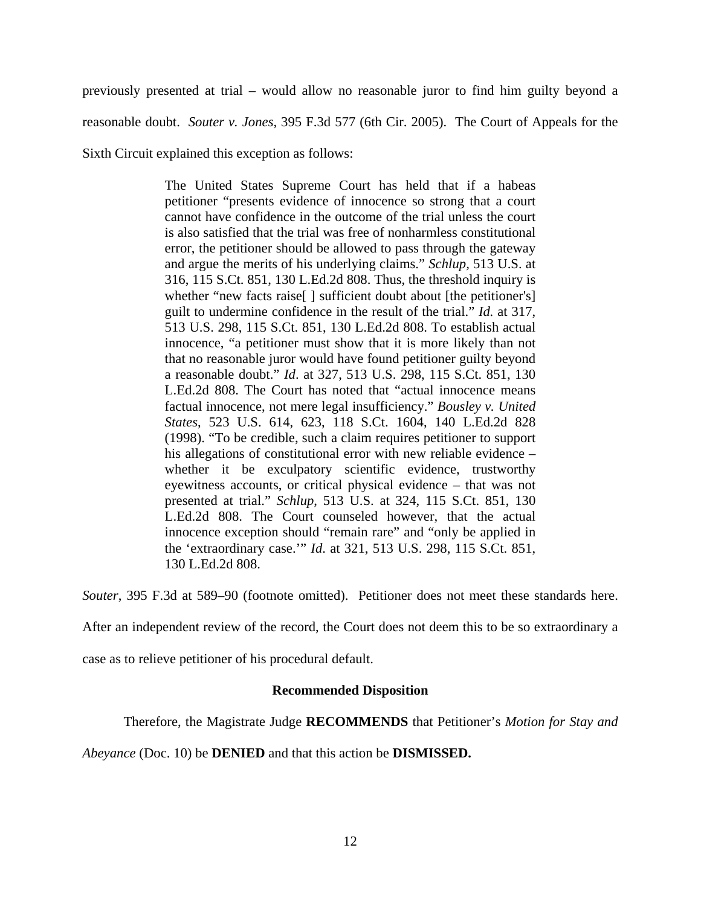previously presented at trial – would allow no reasonable juror to find him guilty beyond a reasonable doubt. *Souter v. Jones,* 395 F.3d 577 (6th Cir. 2005). The Court of Appeals for the Sixth Circuit explained this exception as follows:

> The United States Supreme Court has held that if a habeas petitioner "presents evidence of innocence so strong that a court cannot have confidence in the outcome of the trial unless the court is also satisfied that the trial was free of nonharmless constitutional error, the petitioner should be allowed to pass through the gateway and argue the merits of his underlying claims." *Schlup,* 513 U.S. at 316, 115 S.Ct. 851, 130 L.Ed.2d 808. Thus, the threshold inquiry is whether "new facts raise[ ] sufficient doubt about [the petitioner's] guilt to undermine confidence in the result of the trial." *Id.* at 317, 513 U.S. 298, 115 S.Ct. 851, 130 L.Ed.2d 808. To establish actual innocence, "a petitioner must show that it is more likely than not that no reasonable juror would have found petitioner guilty beyond a reasonable doubt." *Id*. at 327, 513 U.S. 298, 115 S.Ct. 851, 130 L.Ed.2d 808. The Court has noted that "actual innocence means factual innocence, not mere legal insufficiency." *Bousley v. United States*, 523 U.S. 614, 623, 118 S.Ct. 1604, 140 L.Ed.2d 828 (1998). "To be credible, such a claim requires petitioner to support his allegations of constitutional error with new reliable evidence – whether it be exculpatory scientific evidence, trustworthy eyewitness accounts, or critical physical evidence – that was not presented at trial." *Schlup*, 513 U.S. at 324, 115 S.Ct. 851, 130 L.Ed.2d 808. The Court counseled however, that the actual innocence exception should "remain rare" and "only be applied in the 'extraordinary case.'" *Id*. at 321, 513 U.S. 298, 115 S.Ct. 851, 130 L.Ed.2d 808.

*Souter*, 395 F.3d at 589–90 (footnote omitted). Petitioner does not meet these standards here. After an independent review of the record, the Court does not deem this to be so extraordinary a case as to relieve petitioner of his procedural default.

**Recommended Disposition**

Therefore, the Magistrate Judge **RECOMMENDS** that Petitioner's *Motion for Stay and Abeyance* (Doc. 10) be **DENIED** and that this action be **DISMISSED.**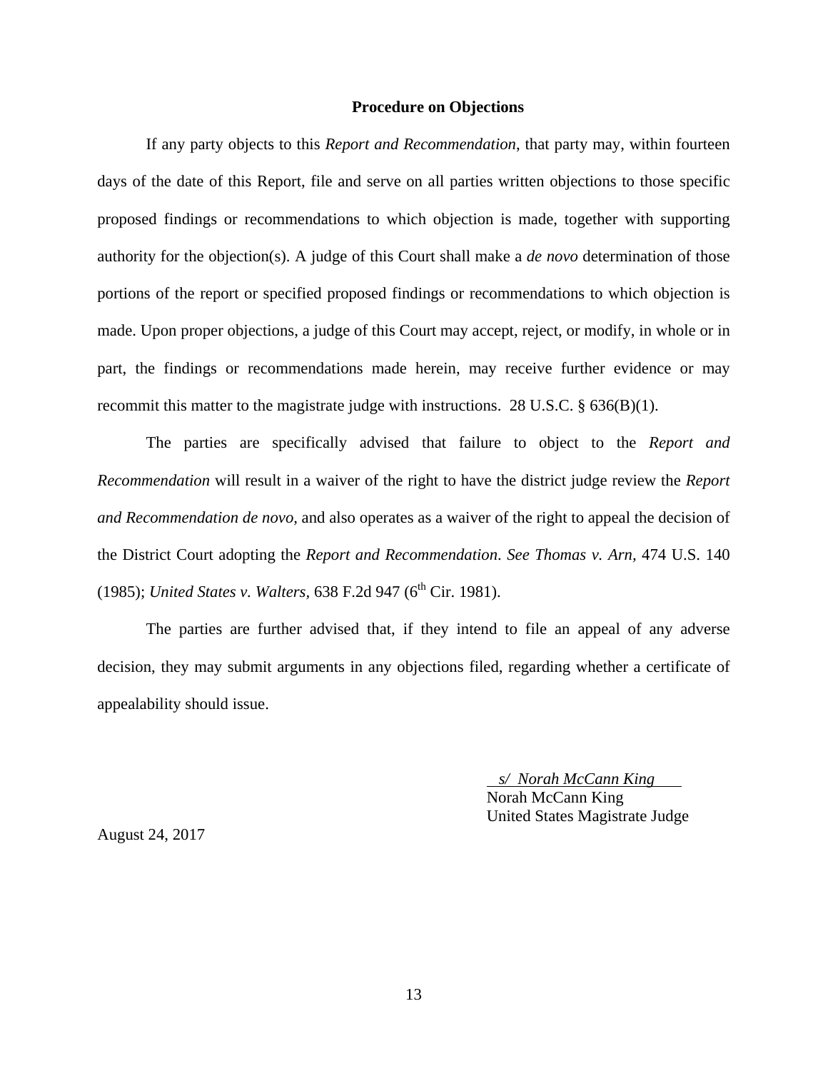### Procedure on Objections

If any party objects to this *Report and Recommendation*, that party may, within fourteen days of the date of this Report, file and serve on all parties written objections to those specific proposed findings or recommendations to which objection is made, together with supporting authority for the objection(s). A judge of this Court shall make a *de novo* determination of those portions of the report or specified proposed findings or recommendations to which objection is made. Upon proper objections, a judge of this Court may accept, reject, or modify, in whole or in part, the findings or recommendations made herein, may receive further evidence or may recommit this matter to the magistrate judge with instructions. 28 U.S.C. § 636(B)(1).

The parties are specifically advised that failure to object to the *Report and Recommendation* will result in a waiver of the right to have the district judge review the *Report and Recommendation de novo,* and also operates as a waiver of the right to appeal the decision of the District Court adopting the *Report and Recommendation*. *See Thomas v. Arn,* 474 U.S. 140 (1985); *United States v. Walters,* 638 F.2d 947 (6th Cir. 1981).

The parties are further advised that, if they intend to file an appeal of any adverse decision, they may submit arguments in any objections filed, regarding whether a certificate of appealability should issue.

*s/ Norah McCann King*
Norah McCann King
United States Magistrate Judge

August 24, 2017